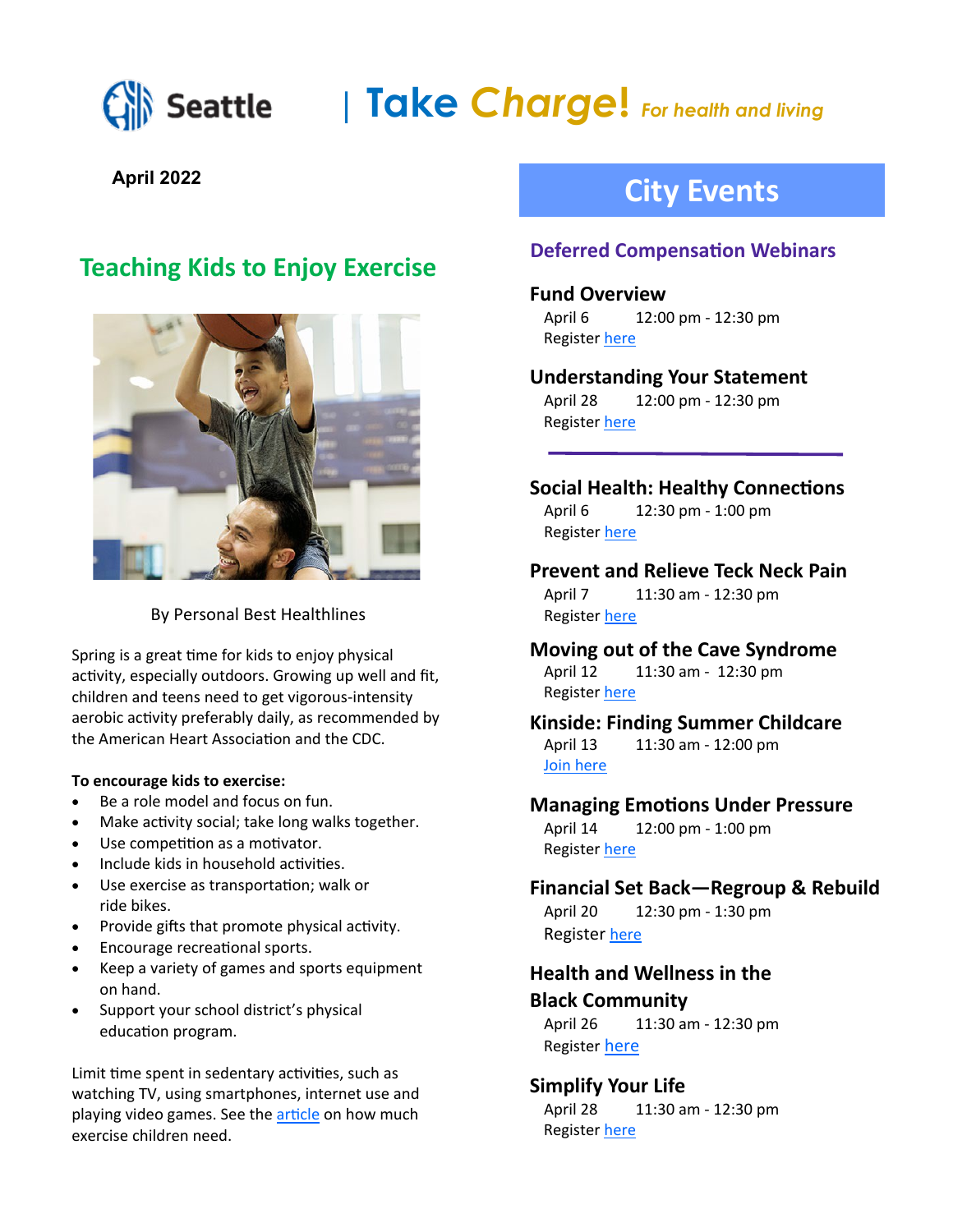Seattle | **Take Charge!** *For health and living*

**April 2022**

## Teaching Kids to Enjoy Exercise

By Personal Best Healthlines

Spring is a great time for kids to enjoy physical activity, especially outdoors. Growing up well and fit, children and teens need to get vigorous-intensity aerobic activity preferably daily, as recommended by the American Heart Association and the CDC.

**To encourage kids to exercise:**

- Be a role model and focus on fun.
- Make activity social; take long walks together.
- Use competition as a motivator.
- Include kids in household activities.
- Use exercise as transportation; walk or ride bikes.
- Provide gifts that promote physical activity.
- Encourage recreational sports.
- Keep a variety of games and sports equipment on hand.
- Support your school district's physical education program.

Limit time spent in sedentary activities, such as watching TV, using smartphones, internet use and playing video games. See the article on how much exercise children need.

# City Events

## Deferred Compensation Webinars

### Fund Overview
April 6 12:00 pm - 12:30 pm
Register here

### Understanding Your Statement
April 28 12:00 pm - 12:30 pm
Register here

---

### Social Health: Healthy Connections
April 6 12:30 pm - 1:00 pm
Register here

### Prevent and Relieve Teck Neck Pain
April 7 11:30 am - 12:30 pm
Register here

### Moving out of the Cave Syndrome
April 12 11:30 am - 12:30 pm
Register here

### Kinside: Finding Summer Childcare
April 13 11:30 am - 12:00 pm
Join here

### Managing Emotions Under Pressure
April 14 12:00 pm - 1:00 pm
Register here

### Financial Set Back—Regroup & Rebuild
April 20 12:30 pm - 1:30 pm
Register here

### Health and Wellness in the Black Community
April 26 11:30 am - 12:30 pm
Register here

### Simplify Your Life
April 28 11:30 am - 12:30 pm
Register here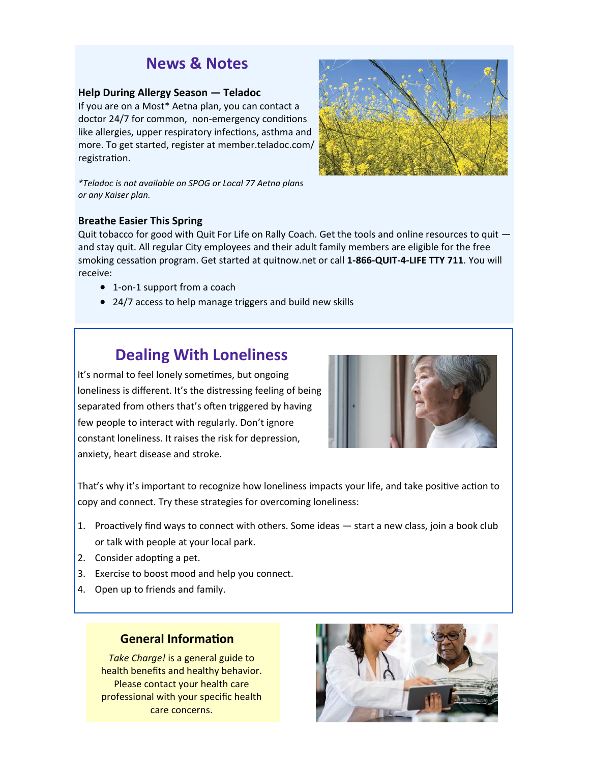## News & Notes

**Help During Allergy Season — Teladoc**

If you are on a Most* Aetna plan, you can contact a doctor 24/7 for common, non-emergency conditions like allergies, upper respiratory infections, asthma and more. To get started, register at member.teladoc.com/registration.

*\*Teladoc is not available on SPOG or Local 77 Aetna plans or any Kaiser plan.*

**Breathe Easier This Spring**

Quit tobacco for good with Quit For Life on Rally Coach. Get the tools and online resources to quit — and stay quit. All regular City employees and their adult family members are eligible for the free smoking cessation program. Get started at quitnow.net or call **1-866-QUIT-4-LIFE TTY 711**. You will receive:

- 1-on-1 support from a coach
- 24/7 access to help manage triggers and build new skills

## Dealing With Loneliness

It's normal to feel lonely sometimes, but ongoing loneliness is different. It's the distressing feeling of being separated from others that's often triggered by having few people to interact with regularly. Don't ignore constant loneliness. It raises the risk for depression, anxiety, heart disease and stroke.

That's why it's important to recognize how loneliness impacts your life, and take positive action to copy and connect. Try these strategies for overcoming loneliness:

1. Proactively find ways to connect with others. Some ideas — start a new class, join a book club or talk with people at your local park.
2. Consider adopting a pet.
3. Exercise to boost mood and help you connect.
4. Open up to friends and family.

### General Information

*Take Charge!* is a general guide to health benefits and healthy behavior. Please contact your health care professional with your specific health care concerns.